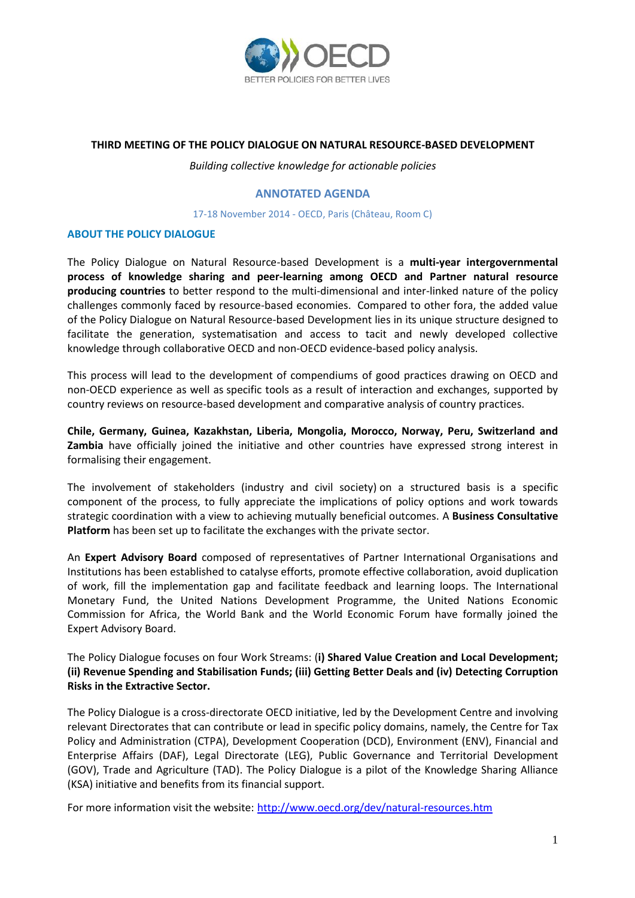# THIRD MEETING OF THE POLICY DIALOGUE ON NATURAL RESOURCE-BASED DEVELOPMENT

*Building collective knowledge for actionable policies*

## ANNOTATED AGENDA

17-18 November 2014 - OECD, Paris (Château, Room C)

## ABOUT THE POLICY DIALOGUE

The Policy Dialogue on Natural Resource-based Development is a **multi-year intergovernmental process of knowledge sharing and peer-learning among OECD and Partner natural resource producing countries** to better respond to the multi-dimensional and inter-linked nature of the policy challenges commonly faced by resource-based economies. Compared to other fora, the added value of the Policy Dialogue on Natural Resource-based Development lies in its unique structure designed to facilitate the generation, systematisation and access to tacit and newly developed collective knowledge through collaborative OECD and non-OECD evidence-based policy analysis.

This process will lead to the development of compendiums of good practices drawing on OECD and non-OECD experience as well as specific tools as a result of interaction and exchanges, supported by country reviews on resource-based development and comparative analysis of country practices.

**Chile, Germany, Guinea, Kazakhstan, Liberia, Mongolia, Morocco, Norway, Peru, Switzerland and Zambia** have officially joined the initiative and other countries have expressed strong interest in formalising their engagement.

The involvement of stakeholders (industry and civil society) on a structured basis is a specific component of the process, to fully appreciate the implications of policy options and work towards strategic coordination with a view to achieving mutually beneficial outcomes. A **Business Consultative Platform** has been set up to facilitate the exchanges with the private sector.

An **Expert Advisory Board** composed of representatives of Partner International Organisations and Institutions has been established to catalyse efforts, promote effective collaboration, avoid duplication of work, fill the implementation gap and facilitate feedback and learning loops. The International Monetary Fund, the United Nations Development Programme, the United Nations Economic Commission for Africa, the World Bank and the World Economic Forum have formally joined the Expert Advisory Board.

The Policy Dialogue focuses on four Work Streams: **(i) Shared Value Creation and Local Development; (ii) Revenue Spending and Stabilisation Funds; (iii) Getting Better Deals and (iv) Detecting Corruption Risks in the Extractive Sector.**

The Policy Dialogue is a cross-directorate OECD initiative, led by the Development Centre and involving relevant Directorates that can contribute or lead in specific policy domains, namely, the Centre for Tax Policy and Administration (CTPA), Development Cooperation (DCD), Environment (ENV), Financial and Enterprise Affairs (DAF), Legal Directorate (LEG), Public Governance and Territorial Development (GOV), Trade and Agriculture (TAD). The Policy Dialogue is a pilot of the Knowledge Sharing Alliance (KSA) initiative and benefits from its financial support.

For more information visit the website: http://www.oecd.org/dev/natural-resources.htm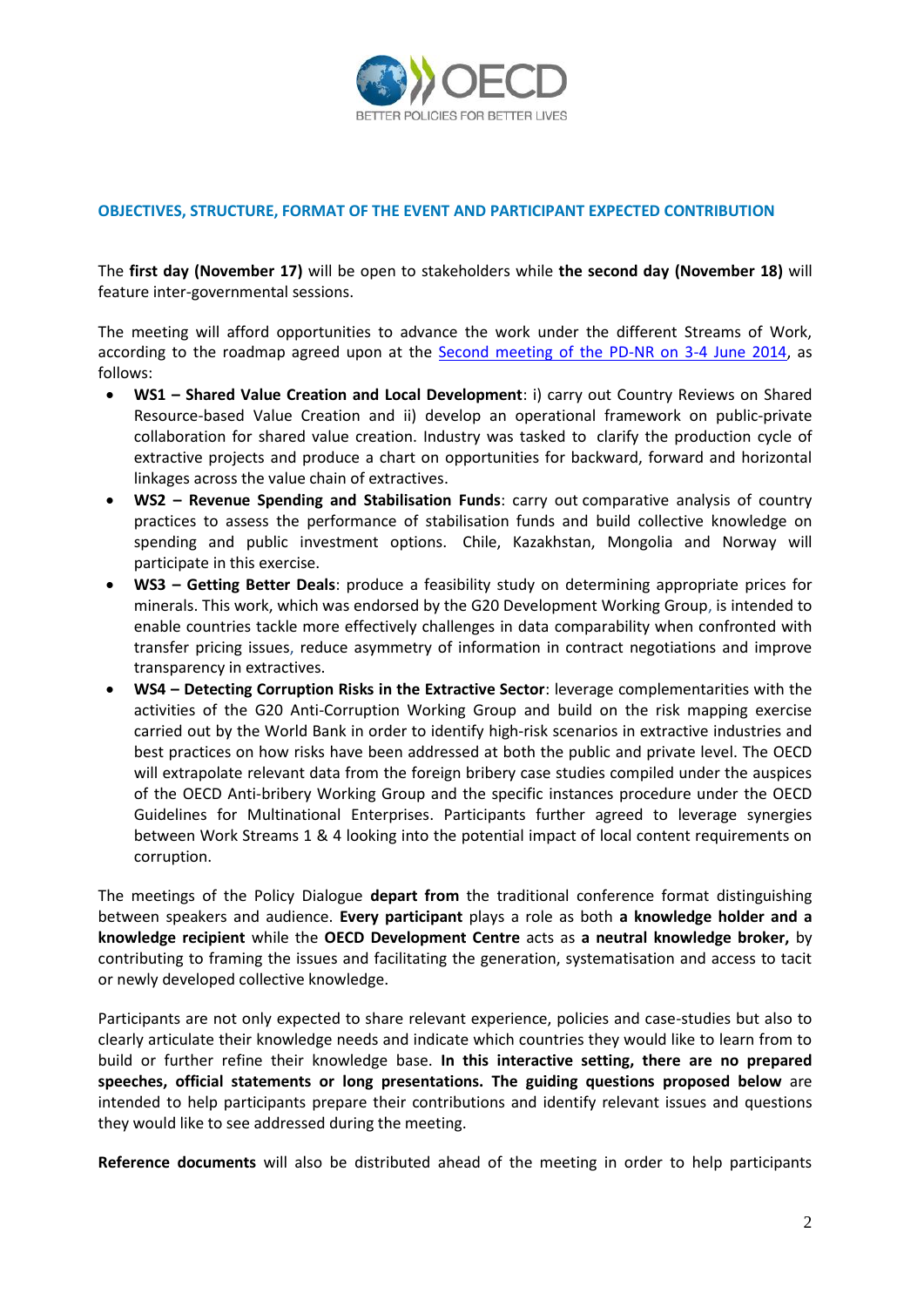## OBJECTIVES, STRUCTURE, FORMAT OF THE EVENT AND PARTICIPANT EXPECTED CONTRIBUTION

The **first day (November 17)** will be open to stakeholders while **the second day (November 18)** will feature inter-governmental sessions.

The meeting will afford opportunities to advance the work under the different Streams of Work, according to the roadmap agreed upon at the Second meeting of the PD-NR on 3-4 June 2014, as follows:

- **WS1 – Shared Value Creation and Local Development**: i) carry out Country Reviews on Shared Resource-based Value Creation and ii) develop an operational framework on public-private collaboration for shared value creation. Industry was tasked to clarify the production cycle of extractive projects and produce a chart on opportunities for backward, forward and horizontal linkages across the value chain of extractives.
- **WS2 – Revenue Spending and Stabilisation Funds**: carry out comparative analysis of country practices to assess the performance of stabilisation funds and build collective knowledge on spending and public investment options. Chile, Kazakhstan, Mongolia and Norway will participate in this exercise.
- **WS3 – Getting Better Deals**: produce a feasibility study on determining appropriate prices for minerals. This work, which was endorsed by the G20 Development Working Group, is intended to enable countries tackle more effectively challenges in data comparability when confronted with transfer pricing issues, reduce asymmetry of information in contract negotiations and improve transparency in extractives.
- **WS4 – Detecting Corruption Risks in the Extractive Sector**: leverage complementarities with the activities of the G20 Anti-Corruption Working Group and build on the risk mapping exercise carried out by the World Bank in order to identify high-risk scenarios in extractive industries and best practices on how risks have been addressed at both the public and private level. The OECD will extrapolate relevant data from the foreign bribery case studies compiled under the auspices of the OECD Anti-bribery Working Group and the specific instances procedure under the OECD Guidelines for Multinational Enterprises. Participants further agreed to leverage synergies between Work Streams 1 & 4 looking into the potential impact of local content requirements on corruption.

The meetings of the Policy Dialogue **depart from** the traditional conference format distinguishing between speakers and audience. **Every participant** plays a role as both **a knowledge holder and a knowledge recipient** while the **OECD Development Centre** acts as **a neutral knowledge broker,** by contributing to framing the issues and facilitating the generation, systematisation and access to tacit or newly developed collective knowledge.

Participants are not only expected to share relevant experience, policies and case-studies but also to clearly articulate their knowledge needs and indicate which countries they would like to learn from to build or further refine their knowledge base. **In this interactive setting, there are no prepared speeches, official statements or long presentations. The guiding questions proposed below** are intended to help participants prepare their contributions and identify relevant issues and questions they would like to see addressed during the meeting.

**Reference documents** will also be distributed ahead of the meeting in order to help participants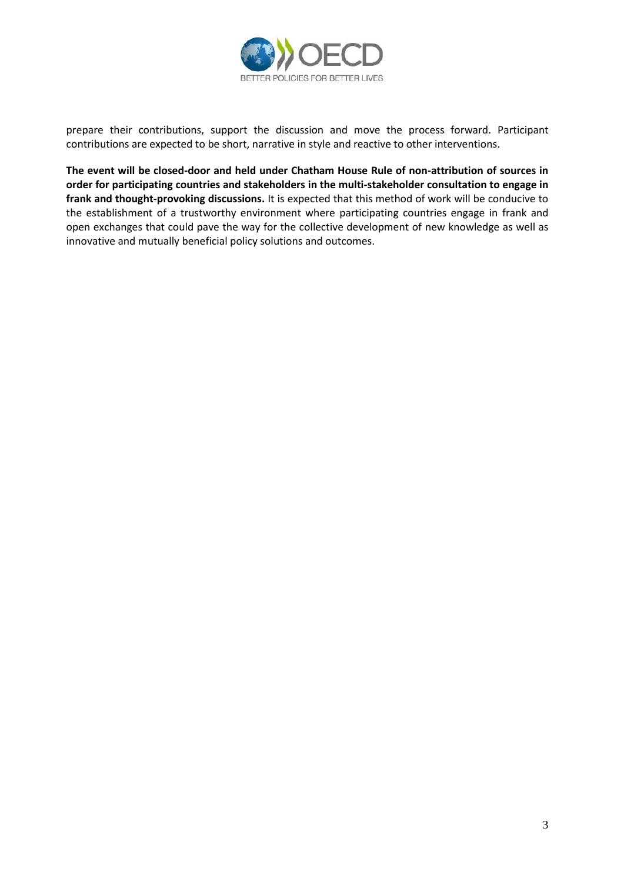prepare their contributions, support the discussion and move the process forward. Participant contributions are expected to be short, narrative in style and reactive to other interventions.

**The event will be closed-door and held under Chatham House Rule of non-attribution of sources in order for participating countries and stakeholders in the multi-stakeholder consultation to engage in frank and thought-provoking discussions.** It is expected that this method of work will be conducive to the establishment of a trustworthy environment where participating countries engage in frank and open exchanges that could pave the way for the collective development of new knowledge as well as innovative and mutually beneficial policy solutions and outcomes.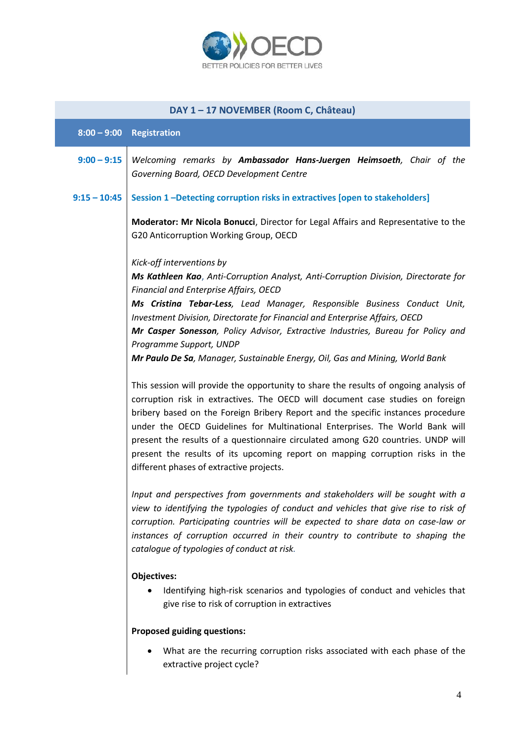OECD
BETTER POLICIES FOR BETTER LIVES

## DAY 1 – 17 NOVEMBER (Room C, Château)

**8:00 – 9:00 Registration**

**9:00 – 9:15** *Welcoming remarks by* ***Ambassador Hans-Juergen Heimsoeth****, Chair of the Governing Board, OECD Development Centre*

**9:15 – 10:45 Session 1 –Detecting corruption risks in extractives [open to stakeholders]**

**Moderator: Mr Nicola Bonucci**, Director for Legal Affairs and Representative to the G20 Anticorruption Working Group, OECD

*Kick-off interventions by*
***Ms Kathleen Kao****, Anti-Corruption Analyst, Anti-Corruption Division, Directorate for Financial and Enterprise Affairs, OECD*
***Ms Cristina Tebar-Less****, Lead Manager, Responsible Business Conduct Unit, Investment Division, Directorate for Financial and Enterprise Affairs, OECD*
***Mr Casper Sonesson****, Policy Advisor, Extractive Industries, Bureau for Policy and Programme Support, UNDP*
***Mr Paulo De Sa****, Manager, Sustainable Energy, Oil, Gas and Mining, World Bank*

This session will provide the opportunity to share the results of ongoing analysis of corruption risk in extractives. The OECD will document case studies on foreign bribery based on the Foreign Bribery Report and the specific instances procedure under the OECD Guidelines for Multinational Enterprises. The World Bank will present the results of a questionnaire circulated among G20 countries. UNDP will present the results of its upcoming report on mapping corruption risks in the different phases of extractive projects.

*Input and perspectives from governments and stakeholders will be sought with a view to identifying the typologies of conduct and vehicles that give rise to risk of corruption. Participating countries will be expected to share data on case-law or instances of corruption occurred in their country to contribute to shaping the catalogue of typologies of conduct at risk.*

**Objectives:**

- Identifying high-risk scenarios and typologies of conduct and vehicles that give rise to risk of corruption in extractives

**Proposed guiding questions:**

- What are the recurring corruption risks associated with each phase of the extractive project cycle?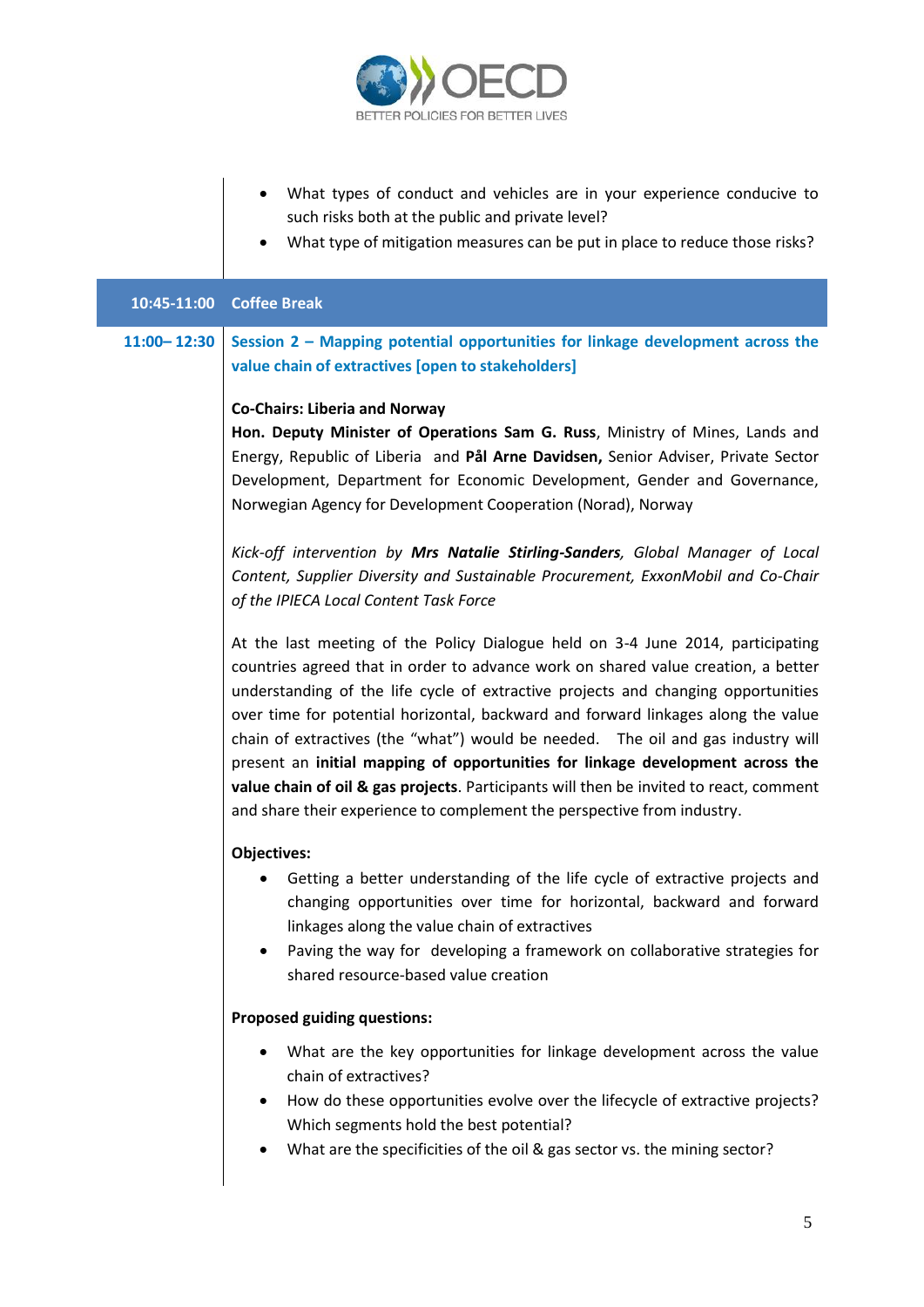- What types of conduct and vehicles are in your experience conducive to such risks both at the public and private level?
- What type of mitigation measures can be put in place to reduce those risks?

| | |
|---|---|
| **10:45-11:00** | **Coffee Break** |

**11:00– 12:30** **Session 2 – Mapping potential opportunities for linkage development across the value chain of extractives [open to stakeholders]**

**Co-Chairs: Liberia and Norway**

**Hon. Deputy Minister of Operations Sam G. Russ**, Ministry of Mines, Lands and Energy, Republic of Liberia and **Pål Arne Davidsen,** Senior Adviser, Private Sector Development, Department for Economic Development, Gender and Governance, Norwegian Agency for Development Cooperation (Norad), Norway

*Kick-off intervention by **Mrs Natalie Stirling-Sanders**, Global Manager of Local Content, Supplier Diversity and Sustainable Procurement, ExxonMobil and Co-Chair of the IPIECA Local Content Task Force*

At the last meeting of the Policy Dialogue held on 3-4 June 2014, participating countries agreed that in order to advance work on shared value creation, a better understanding of the life cycle of extractive projects and changing opportunities over time for potential horizontal, backward and forward linkages along the value chain of extractives (the "what") would be needed. The oil and gas industry will present an **initial mapping of opportunities for linkage development across the value chain of oil & gas projects**. Participants will then be invited to react, comment and share their experience to complement the perspective from industry.

**Objectives:**

- Getting a better understanding of the life cycle of extractive projects and changing opportunities over time for horizontal, backward and forward linkages along the value chain of extractives
- Paving the way for developing a framework on collaborative strategies for shared resource-based value creation

**Proposed guiding questions:**

- What are the key opportunities for linkage development across the value chain of extractives?
- How do these opportunities evolve over the lifecycle of extractive projects? Which segments hold the best potential?
- What are the specificities of the oil & gas sector vs. the mining sector?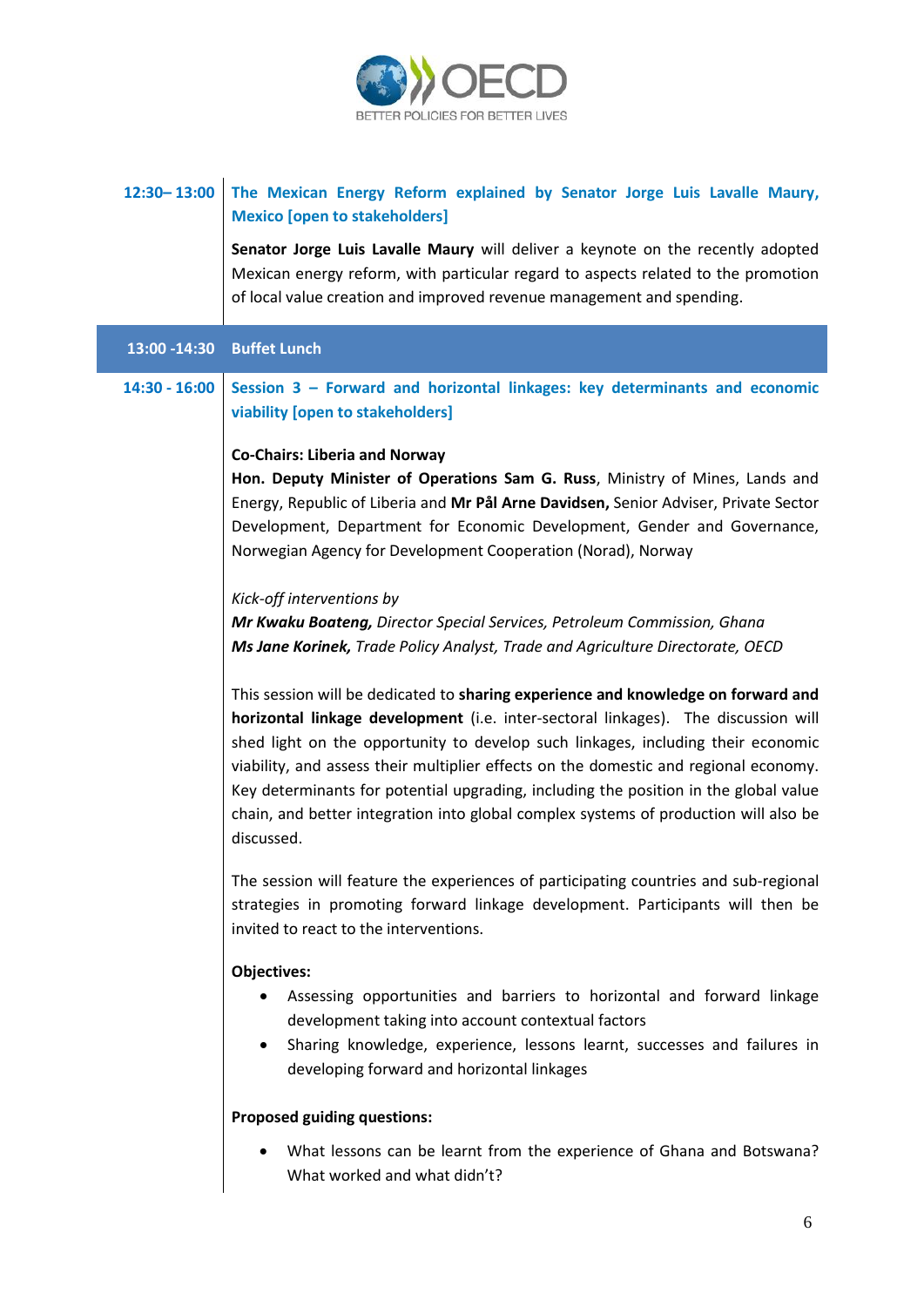**12:30– 13:00** **The Mexican Energy Reform explained by Senator Jorge Luis Lavalle Maury, Mexico [open to stakeholders]**

**Senator Jorge Luis Lavalle Maury** will deliver a keynote on the recently adopted Mexican energy reform, with particular regard to aspects related to the promotion of local value creation and improved revenue management and spending.

**13:00 -14:30** **Buffet Lunch**

**14:30 - 16:00** **Session 3 – Forward and horizontal linkages: key determinants and economic viability [open to stakeholders]**

**Co-Chairs: Liberia and Norway**

**Hon. Deputy Minister of Operations Sam G. Russ**, Ministry of Mines, Lands and Energy, Republic of Liberia and **Mr Pål Arne Davidsen,** Senior Adviser, Private Sector Development, Department for Economic Development, Gender and Governance, Norwegian Agency for Development Cooperation (Norad), Norway

*Kick-off interventions by*

***Mr Kwaku Boateng,*** *Director Special Services, Petroleum Commission, Ghana*

***Ms Jane Korinek,*** *Trade Policy Analyst, Trade and Agriculture Directorate, OECD*

This session will be dedicated to **sharing experience and knowledge on forward and horizontal linkage development** (i.e. inter-sectoral linkages). The discussion will shed light on the opportunity to develop such linkages, including their economic viability, and assess their multiplier effects on the domestic and regional economy. Key determinants for potential upgrading, including the position in the global value chain, and better integration into global complex systems of production will also be discussed.

The session will feature the experiences of participating countries and sub-regional strategies in promoting forward linkage development. Participants will then be invited to react to the interventions.

**Objectives:**

- Assessing opportunities and barriers to horizontal and forward linkage development taking into account contextual factors
- Sharing knowledge, experience, lessons learnt, successes and failures in developing forward and horizontal linkages

**Proposed guiding questions:**

- What lessons can be learnt from the experience of Ghana and Botswana? What worked and what didn't?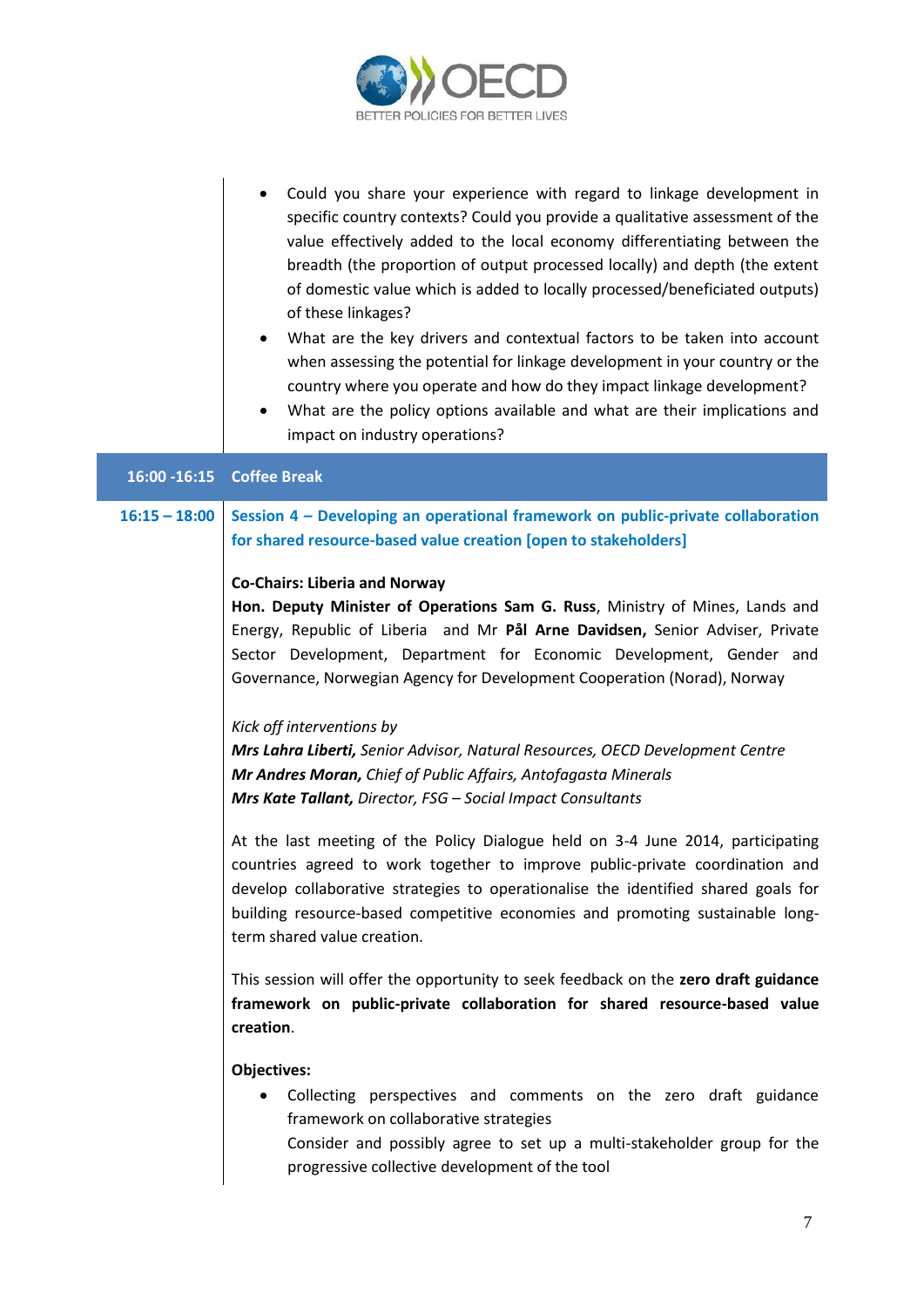- Could you share your experience with regard to linkage development in specific country contexts? Could you provide a qualitative assessment of the value effectively added to the local economy differentiating between the breadth (the proportion of output processed locally) and depth (the extent of domestic value which is added to locally processed/beneficiated outputs) of these linkages?
- What are the key drivers and contextual factors to be taken into account when assessing the potential for linkage development in your country or the country where you operate and how do they impact linkage development?
- What are the policy options available and what are their implications and impact on industry operations?

| | |
|---|---|
| **16:00 -16:15** | **Coffee Break** |
| **16:15 – 18:00** | **Session 4 – Developing an operational framework on public-private collaboration for shared resource-based value creation [open to stakeholders]** |

**Co-Chairs: Liberia and Norway**

**Hon. Deputy Minister of Operations Sam G. Russ**, Ministry of Mines, Lands and Energy, Republic of Liberia and Mr **Pål Arne Davidsen,** Senior Adviser, Private Sector Development, Department for Economic Development, Gender and Governance, Norwegian Agency for Development Cooperation (Norad), Norway

*Kick off interventions by*

***Mrs Lahra Liberti,*** *Senior Advisor, Natural Resources, OECD Development Centre*

***Mr Andres Moran,*** *Chief of Public Affairs, Antofagasta Minerals*

***Mrs Kate Tallant,*** *Director, FSG – Social Impact Consultants*

At the last meeting of the Policy Dialogue held on 3-4 June 2014, participating countries agreed to work together to improve public-private coordination and develop collaborative strategies to operationalise the identified shared goals for building resource-based competitive economies and promoting sustainable long-term shared value creation.

This session will offer the opportunity to seek feedback on the **zero draft guidance framework on public-private collaboration for shared resource-based value creation**.

**Objectives:**

- Collecting perspectives and comments on the zero draft guidance framework on collaborative strategies
  Consider and possibly agree to set up a multi-stakeholder group for the progressive collective development of the tool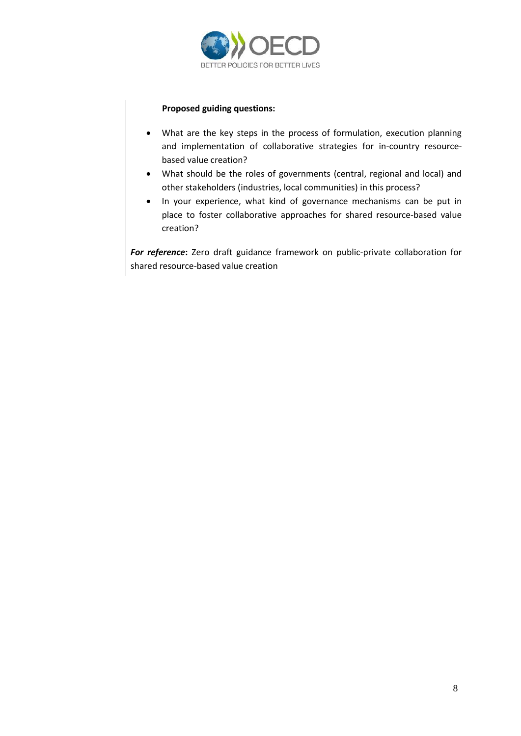**Proposed guiding questions:**

- What are the key steps in the process of formulation, execution planning and implementation of collaborative strategies for in-country resource-based value creation?
- What should be the roles of governments (central, regional and local) and other stakeholders (industries, local communities) in this process?
- In your experience, what kind of governance mechanisms can be put in place to foster collaborative approaches for shared resource-based value creation?

***For reference*:** Zero draft guidance framework on public-private collaboration for shared resource-based value creation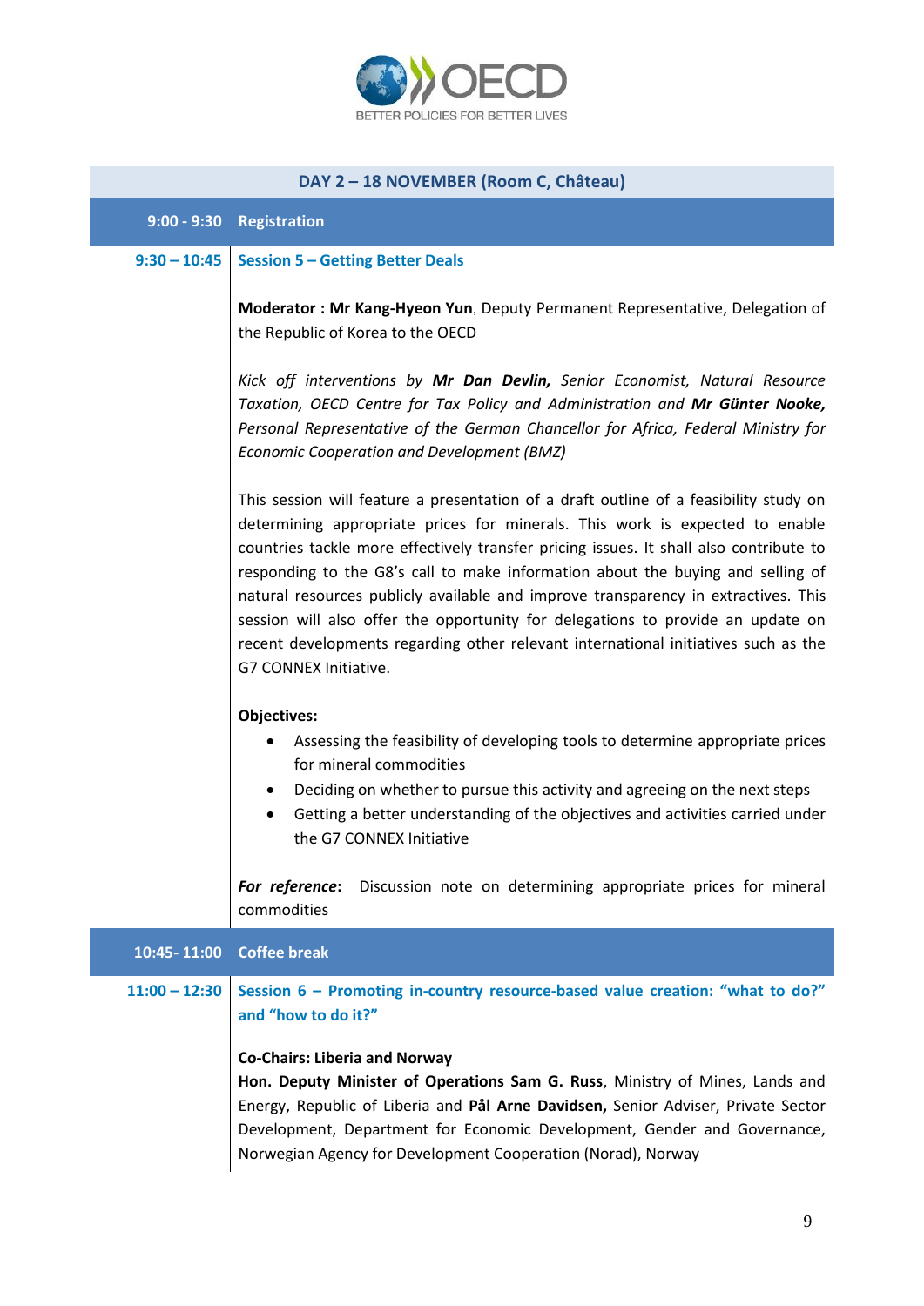## DAY 2 – 18 NOVEMBER (Room C, Château)

| | |
|---|---|
| **9:00 - 9:30** | **Registration** |
| **9:30 – 10:45** | **Session 5 – Getting Better Deals**<br><br>**Moderator : Mr Kang-Hyeon Yun**, Deputy Permanent Representative, Delegation of the Republic of Korea to the OECD<br><br>*Kick off interventions by **Mr Dan Devlin,** Senior Economist, Natural Resource Taxation, OECD Centre for Tax Policy and Administration and **Mr Günter Nooke,** Personal Representative of the German Chancellor for Africa, Federal Ministry for Economic Cooperation and Development (BMZ)*<br><br>This session will feature a presentation of a draft outline of a feasibility study on determining appropriate prices for minerals. This work is expected to enable countries tackle more effectively transfer pricing issues. It shall also contribute to responding to the G8's call to make information about the buying and selling of natural resources publicly available and improve transparency in extractives. This session will also offer the opportunity for delegations to provide an update on recent developments regarding other relevant international initiatives such as the G7 CONNEX Initiative.<br><br>**Objectives:**<br>• Assessing the feasibility of developing tools to determine appropriate prices for mineral commodities<br>• Deciding on whether to pursue this activity and agreeing on the next steps<br>• Getting a better understanding of the objectives and activities carried under the G7 CONNEX Initiative<br><br>***For reference*:** Discussion note on determining appropriate prices for mineral commodities |
| **10:45- 11:00** | **Coffee break** |
| **11:00 – 12:30** | **Session 6 – Promoting in-country resource-based value creation: "what to do?" and "how to do it?"**<br><br>**Co-Chairs: Liberia and Norway**<br>**Hon. Deputy Minister of Operations Sam G. Russ**, Ministry of Mines, Lands and Energy, Republic of Liberia and **Pål Arne Davidsen,** Senior Adviser, Private Sector Development, Department for Economic Development, Gender and Governance, Norwegian Agency for Development Cooperation (Norad), Norway |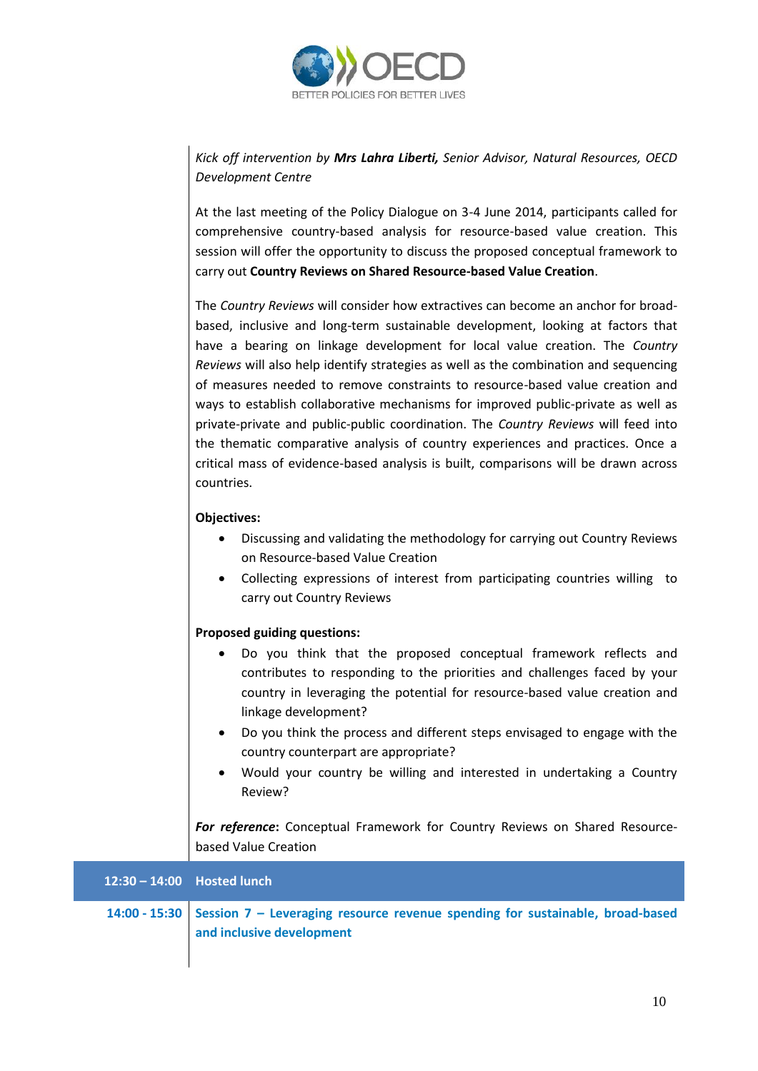*Kick off intervention by **Mrs Lahra Liberti,** Senior Advisor, Natural Resources, OECD Development Centre*

At the last meeting of the Policy Dialogue on 3-4 June 2014, participants called for comprehensive country-based analysis for resource-based value creation. This session will offer the opportunity to discuss the proposed conceptual framework to carry out **Country Reviews on Shared Resource-based Value Creation**.

The *Country Reviews* will consider how extractives can become an anchor for broad-based, inclusive and long-term sustainable development, looking at factors that have a bearing on linkage development for local value creation. The *Country Reviews* will also help identify strategies as well as the combination and sequencing of measures needed to remove constraints to resource-based value creation and ways to establish collaborative mechanisms for improved public-private as well as private-private and public-public coordination. The *Country Reviews* will feed into the thematic comparative analysis of country experiences and practices. Once a critical mass of evidence-based analysis is built, comparisons will be drawn across countries.

**Objectives:**

- Discussing and validating the methodology for carrying out Country Reviews on Resource-based Value Creation
- Collecting expressions of interest from participating countries willing to carry out Country Reviews

**Proposed guiding questions:**

- Do you think that the proposed conceptual framework reflects and contributes to responding to the priorities and challenges faced by your country in leveraging the potential for resource-based value creation and linkage development?
- Do you think the process and different steps envisaged to engage with the country counterpart are appropriate?
- Would your country be willing and interested in undertaking a Country Review?

***For reference*:** Conceptual Framework for Country Reviews on Shared Resource-based Value Creation

| | |
|---|---|
| **12:30 – 14:00** | **Hosted lunch** |
| **14:00 - 15:30** | **Session 7 – Leveraging resource revenue spending for sustainable, broad-based and inclusive development** |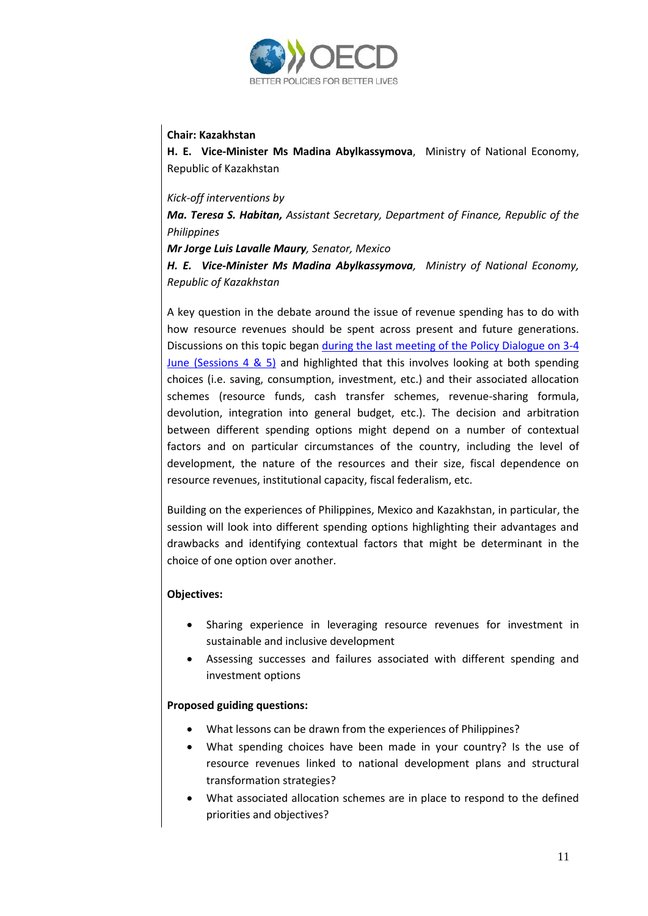**Chair: Kazakhstan**

**H. E. Vice-Minister Ms Madina Abylkassymova**, Ministry of National Economy, Republic of Kazakhstan

*Kick-off interventions by*

***Ma. Teresa S. Habitan,*** *Assistant Secretary, Department of Finance, Republic of the Philippines*

***Mr Jorge Luis Lavalle Maury****, Senator, Mexico*

***H. E. Vice-Minister Ms Madina Abylkassymova****, Ministry of National Economy, Republic of Kazakhstan*

A key question in the debate around the issue of revenue spending has to do with how resource revenues should be spent across present and future generations. Discussions on this topic began during the last meeting of the Policy Dialogue on 3-4 June (Sessions 4 & 5) and highlighted that this involves looking at both spending choices (i.e. saving, consumption, investment, etc.) and their associated allocation schemes (resource funds, cash transfer schemes, revenue-sharing formula, devolution, integration into general budget, etc.). The decision and arbitration between different spending options might depend on a number of contextual factors and on particular circumstances of the country, including the level of development, the nature of the resources and their size, fiscal dependence on resource revenues, institutional capacity, fiscal federalism, etc.

Building on the experiences of Philippines, Mexico and Kazakhstan, in particular, the session will look into different spending options highlighting their advantages and drawbacks and identifying contextual factors that might be determinant in the choice of one option over another.

**Objectives:**

- Sharing experience in leveraging resource revenues for investment in sustainable and inclusive development
- Assessing successes and failures associated with different spending and investment options

**Proposed guiding questions:**

- What lessons can be drawn from the experiences of Philippines?
- What spending choices have been made in your country? Is the use of resource revenues linked to national development plans and structural transformation strategies?
- What associated allocation schemes are in place to respond to the defined priorities and objectives?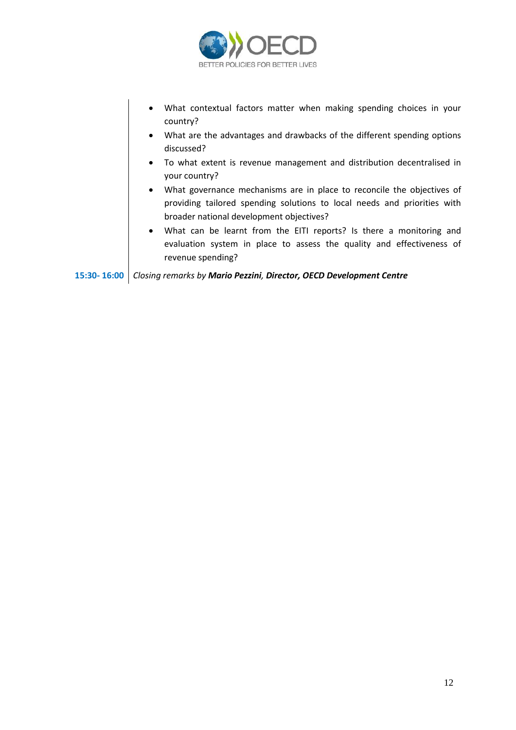- What contextual factors matter when making spending choices in your country?
- What are the advantages and drawbacks of the different spending options discussed?
- To what extent is revenue management and distribution decentralised in your country?
- What governance mechanisms are in place to reconcile the objectives of providing tailored spending solutions to local needs and priorities with broader national development objectives?
- What can be learnt from the EITI reports? Is there a monitoring and evaluation system in place to assess the quality and effectiveness of revenue spending?

**15:30- 16:00** *Closing remarks by **Mario Pezzini, Director, OECD Development Centre***